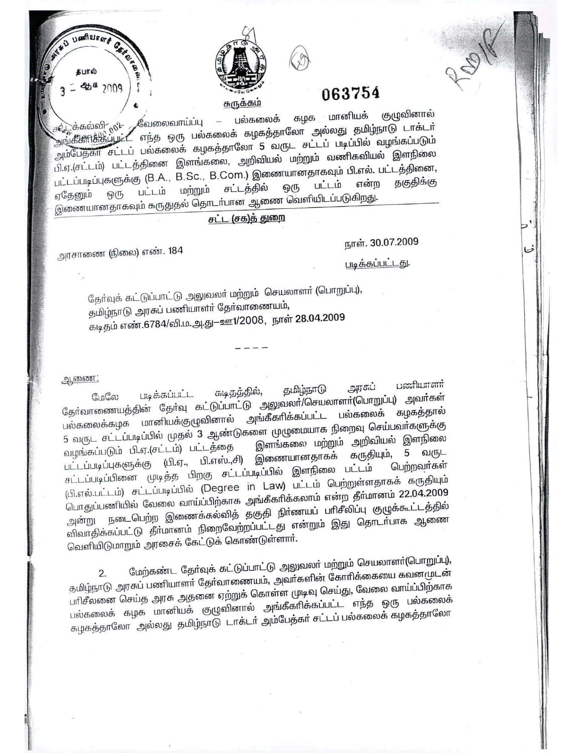063754

சுருக்கம்

சட்டக்கல்வி – வேலைவாய்ப்பு – பல்கலைக் கழக மானியக் குழுவினால் அங்கீகரிக்கப்பட்ட எந்த ஒரு பல்கலைக் கழகத்தாலோ அல்லது தமிழ்நாடு டாக்டர் அம்பேத்கர் சட்டப் பல்கலைக் கழகத்தாலோ 5 வருட சட்டப் படிப்பில் வழங்கப்படும் பி.ஏ.(சட்டம்) பட்டத்தினை இளங்கலை, அறிவியல் மற்றும் வணிகவியல் இளநிலை பட்டப்படிப்புகளுக்கு (B.A., B.Sc., B.Com.) இணையானதாகவும் பி.எல். பட்டத்தினை, ஏதேனும் ஒரு பட்டம் மற்றும் சட்டத்தில் ஒரு பட்டம் என்ற தகுதிக்கு இணையானதாகவும் கருதுதல் தொடர்பான ஆணை வெளியிடப்படுகிறது.

**சட்ட (சக)த் துறை**

அரசாணை (நிலை) எண். 184

நாள். 30.07.2009

படிக்கப்பட்டது.

தேர்வுக் கட்டுப்பாட்டு அலுவலர் மற்றும் செயலாளர் (பொறுப்பு),
தமிழ்நாடு அரசுப் பணியாளர் தேர்வாணையம்,
கடிதம் எண்.6784/வி.ம.அ.து–ஊ1/2008, நாள் 28.04.2009

– – – –

ஆணை:

மேலே படிக்கப்பட்ட கடிதத்தில், தமிழ்நாடு அரசுப் பணியாளர் தேர்வாணையத்தின் தேர்வு கட்டுப்பாட்டு அலுவலர்/செயலாளர்(பொறுப்பு) அவர்கள் பல்கலைக்கழக மானியக்குழுவினால் அங்கீகரிக்கப்பட்ட பல்கலைக் கழகத்தால் 5 வருட சட்டப்படிப்பில் முதல் 3 ஆண்டுகளை முழுமையாக நிறைவு செய்பவர்களுக்கு வழங்கப்படும் பி.ஏ.(சட்டம்) பட்டத்தை இளங்கலை மற்றும் அறிவியல் இளநிலை பட்டப்படிப்புகளுக்கு (பி.ஏ., பி.எஸ்.,சி) இணையானதாகக் கருதியும், 5 வருட சட்டப்படிப்பினை முடித்த பிறகு சட்டப்படிப்பில் இளநிலை பட்டம் பெற்றவர்கள் (பி.எல்.பட்டம்) சட்டப்படிப்பில் (Degree in Law) பட்டம் பெற்றுள்ளதாகக் கருதியும் பொதுப்பணியில் வேலை வாய்ப்பிற்காக அங்கீகரிக்கலாம் என்ற தீர்மானம் 22.04.2009 அன்று நடைபெற்ற இணைக்கல்வித் தகுதி நிர்ணயப் பரிசீலிப்பு குழுக்கூட்டத்தில் விவாதிக்கப்பட்டு தீர்மானம் நிறைவேற்றப்பட்டது என்றும் இது தொடர்பாக ஆணை வெளியிடுமாறும் அரசைக் கேட்டுக் கொண்டுள்ளார்.

2. மேற்கண்ட தேர்வுக் கட்டுப்பாட்டு அலுவலர் மற்றும் செயலாளர்(பொறுப்பு), தமிழ்நாடு அரசுப் பணியாளர் தேர்வாணையம், அவர்களின் கோரிக்கையை கவனமுடன் பரிசீலனை செய்த அரசு அதனை ஏற்றுக் கொள்ள முடிவு செய்து, வேலை வாய்ப்பிற்காக பல்கலைக் கழக மானியக் குழுவினால் அங்கீகரிக்கப்பட்ட எந்த ஒரு பல்கலைக் கழகத்தாலோ அல்லது தமிழ்நாடு டாக்டர் அம்பேத்கர் சட்டப் பல்கலைக் கழகத்தாலோ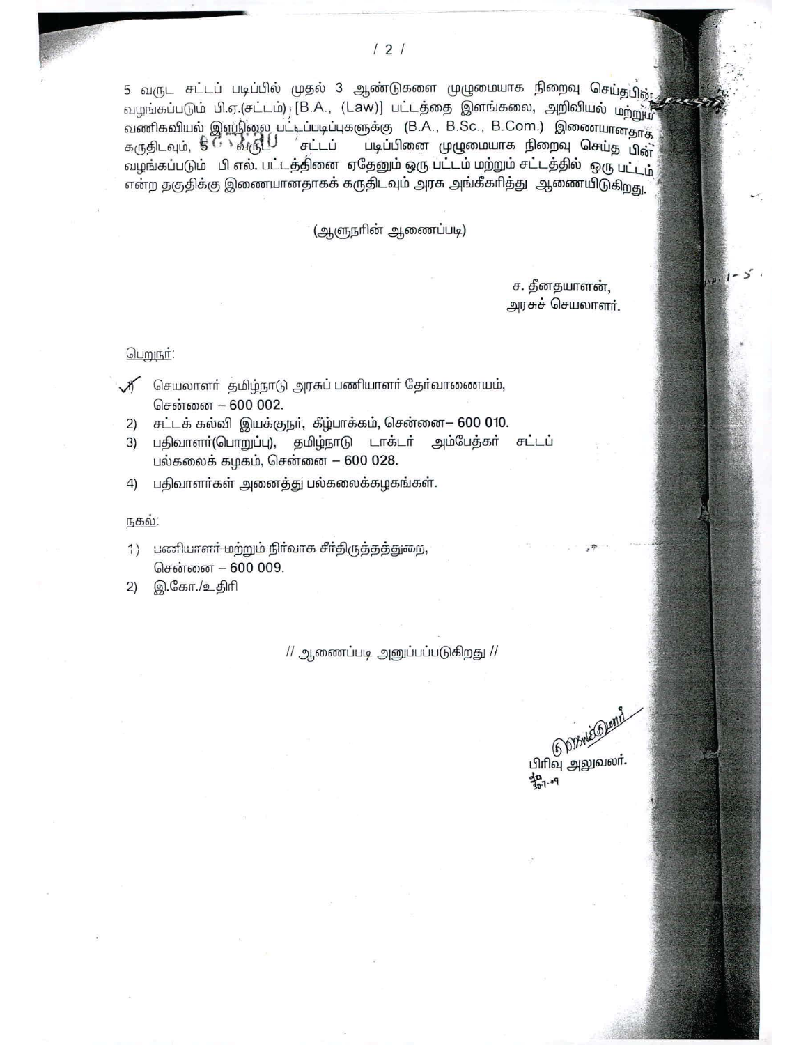5 வருட சட்டப் படிப்பில் முதல் 3 ஆண்டுகளை முழுமையாக நிறைவு செய்தபின் வழங்கப்படும் பி.ஏ.(சட்டம்) [B.A., (Law)] பட்டத்தை இளங்கலை, அறிவியல் மற்றும் வணிகவியல் இளநிலை பட்டப்படிப்புகளுக்கு (B.A., B.Sc., B.Com.) இணையானதாக கருதிடவும், 5 வருட சட்டப் படிப்பினை முழுமையாக நிறைவு செய்த பின் வழங்கப்படும் பி எல். பட்டத்தினை ஏதேனும் ஒரு பட்டம் மற்றும் சட்டத்தில் ஒரு பட்டம் என்ற தகுதிக்கு இணையானதாகக் கருதிடவும் அரசு அங்கீகரித்து ஆணையிடுகிறது.

(ஆளுநரின் ஆணைப்படி)

ச. தீனதயாளன்,
அரசுச் செயலாளர்.

பெறுநர்:

1) செயலாளர் தமிழ்நாடு அரசுப் பணியாளர் தேர்வாணையம், சென்னை – 600 002.
2) சட்டக் கல்வி இயக்குநர், கீழ்பாக்கம், சென்னை– 600 010.
3) பதிவாளர்(பொறுப்பு), தமிழ்நாடு டாக்டர் அம்பேத்கர் சட்டப் பல்கலைக் கழகம், சென்னை – 600 028.
4) பதிவாளர்கள் அனைத்து பல்கலைக்கழகங்கள்.

நகல்:

1) பணியாளர் மற்றும் நிர்வாக சீர்திருத்தத்துறை, சென்னை – 600 009.
2) இ.கோ./உதிரி

// ஆணைப்படி அனுப்பப்படுகிறது //

பிரிவு அலுவலர்.